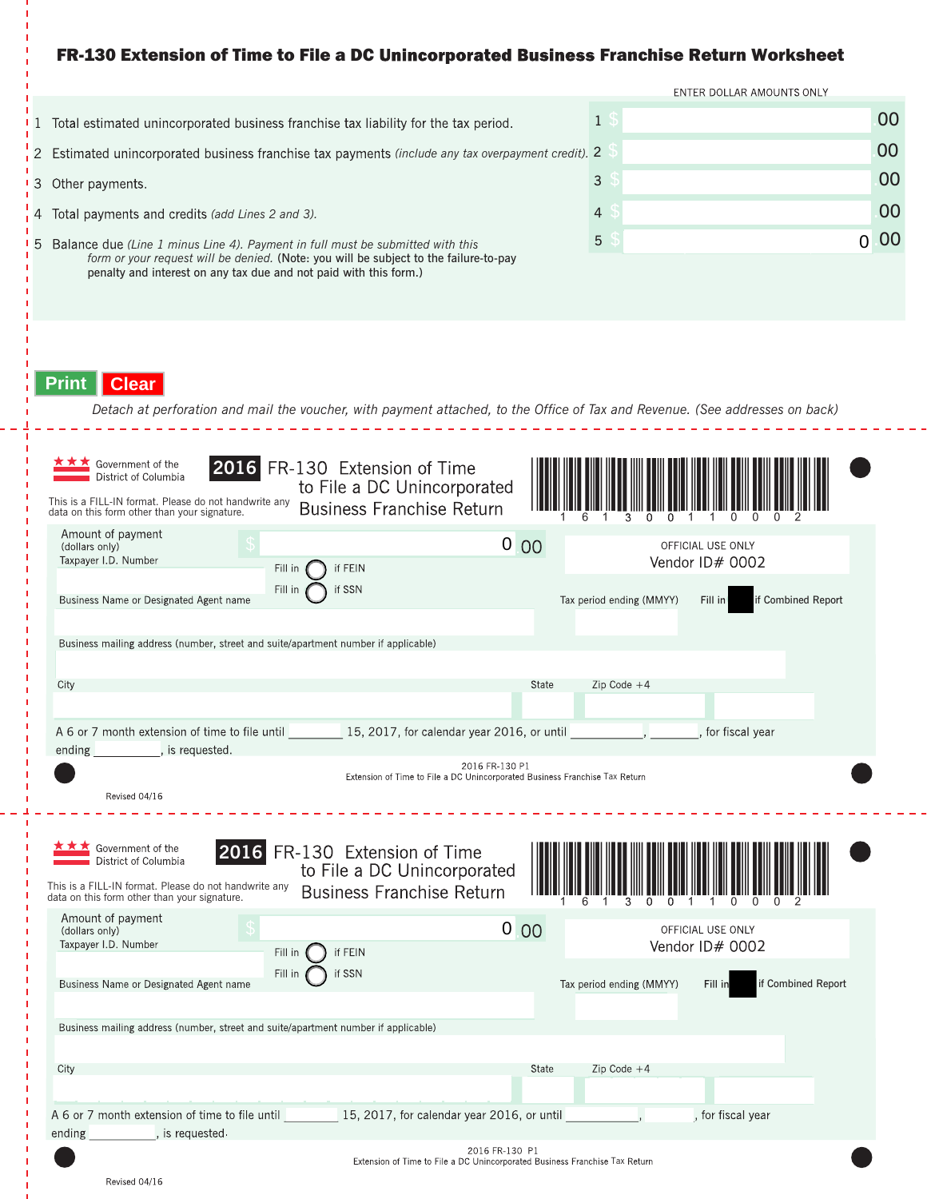# FR-130 Extension of Time to File a DC Unincorporated Business Franchise Return Worksheet

ENTER DOLLAR AMOUNTS ONLY

| | | | |
|---|---|---|---|
| 1 | Total estimated unincorporated business franchise tax liability for the tax period. | 1 $ | .00 |
| 2 | Estimated unincorporated business franchise tax payments *(include any tax overpayment credit)*. | 2 $ | .00 |
| 3 | Other payments. | 3 $ | .00 |
| 4 | Total payments and credits *(add Lines 2 and 3)*. | 4 $ | .00 |
| 5 | Balance due *(Line 1 minus Line 4). Payment in full must be submitted with this form or your request will be denied.* (Note: you will be subject to the failure-to-pay penalty and interest on any tax due and not paid with this form.) | 5 $ | 0 .00 |

Print Clear

*Detach at perforation and mail the voucher, with payment attached, to the Office of Tax and Revenue. (See addresses on back)*

---

Government of the District of Columbia

**2016** FR-130 Extension of Time to File a DC Unincorporated Business Franchise Return

1 6 1 3 0 0 1 1 0 0 0 2

This is a FILL-IN format. Please do not handwrite any data on this form other than your signature.

Amount of payment (dollars only) $ 0 .00

OFFICIAL USE ONLY
Vendor ID# 0002

Taxpayer I.D. Number

Fill in ◯ if FEIN

Fill in ◯ if SSN

Business Name or Designated Agent name

Tax period ending (MMYY)

Fill in ■ if Combined Report

Business mailing address (number, street and suite/apartment number if applicable)

City

State

Zip Code +4

A 6 or 7 month extension of time to file until ________ 15, 2017, for calendar year 2016, or until __________, ________, for fiscal year ending __________, is requested.

2016 FR-130 P1
Extension of Time to File a DC Unincorporated Business Franchise Tax Return

Revised 04/16

---

Government of the District of Columbia

**2016** FR-130 Extension of Time to File a DC Unincorporated Business Franchise Return

1 6 1 3 0 0 1 1 0 0 0 2

This is a FILL-IN format. Please do not handwrite any data on this form other than your signature.

Amount of payment (dollars only) $ 0 .00

OFFICIAL USE ONLY
Vendor ID# 0002

Taxpayer I.D. Number

Fill in ◯ if FEIN

Fill in ◯ if SSN

Business Name or Designated Agent name

Tax period ending (MMYY)

Fill in ■ if Combined Report

Business mailing address (number, street and suite/apartment number if applicable)

City

State

Zip Code +4

A 6 or 7 month extension of time to file until ________ 15, 2017, for calendar year 2016, or until __________, ________, for fiscal year ending __________, is requested.

2016 FR-130 P1
Extension of Time to File a DC Unincorporated Business Franchise Tax Return

Revised 04/16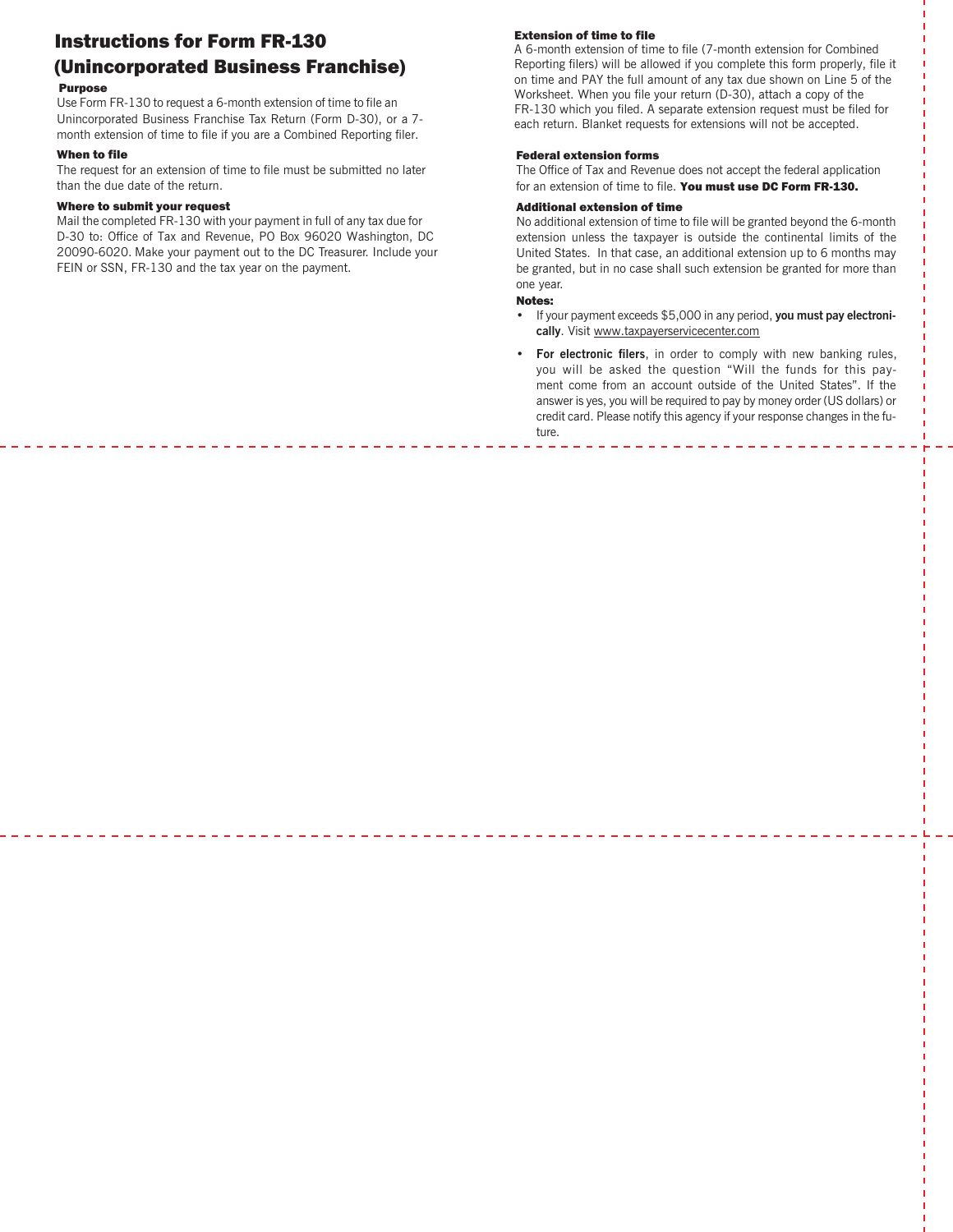# Instructions for Form FR-130 (Unincorporated Business Franchise)

### Purpose

Use Form FR-130 to request a 6-month extension of time to file an Unincorporated Business Franchise Tax Return (Form D-30), or a 7-month extension of time to file if you are a Combined Reporting filer.

### When to file

The request for an extension of time to file must be submitted no later than the due date of the return.

### Where to submit your request

Mail the completed FR-130 with your payment in full of any tax due for D-30 to: Office of Tax and Revenue, PO Box 96020 Washington, DC 20090-6020. Make your payment out to the DC Treasurer. Include your FEIN or SSN, FR-130 and the tax year on the payment.

### Extension of time to file

A 6-month extension of time to file (7-month extension for Combined Reporting filers) will be allowed if you complete this form properly, file it on time and PAY the full amount of any tax due shown on Line 5 of the Worksheet. When you file your return (D-30), attach a copy of the FR-130 which you filed. A separate extension request must be filed for each return. Blanket requests for extensions will not be accepted.

### Federal extension forms

The Office of Tax and Revenue does not accept the federal application for an extension of time to file. **You must use DC Form FR-130.**

### Additional extension of time

No additional extension of time to file will be granted beyond the 6-month extension unless the taxpayer is outside the continental limits of the United States. In that case, an additional extension up to 6 months may be granted, but in no case shall such extension be granted for more than one year.

**Notes:**

- If your payment exceeds $5,000 in any period, **you must pay electronically**. Visit www.taxpayerservicecenter.com
- **For electronic filers**, in order to comply with new banking rules, you will be asked the question "Will the funds for this payment come from an account outside of the United States". If the answer is yes, you will be required to pay by money order (US dollars) or credit card. Please notify this agency if your response changes in the future.